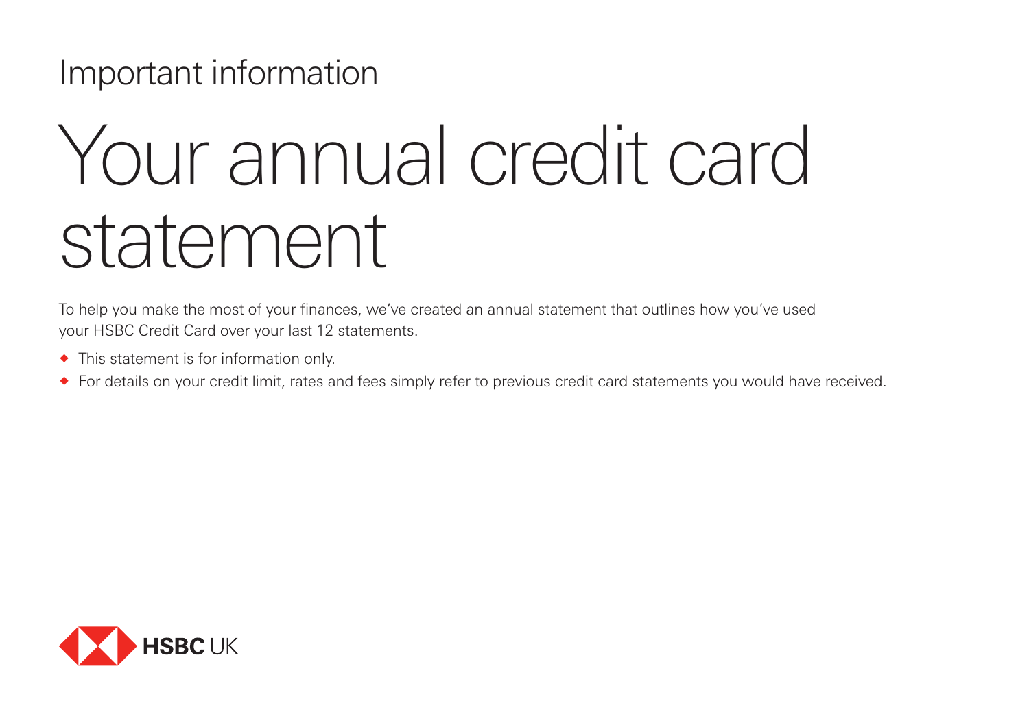Important information

# Your annual credit card statement

To help you make the most of your finances, we've created an annual statement that outlines how you've used your HSBC Credit Card over your last 12 statements.

- This statement is for information only.
- For details on your credit limit, rates and fees simply refer to previous credit card statements you would have received.

HSBC UK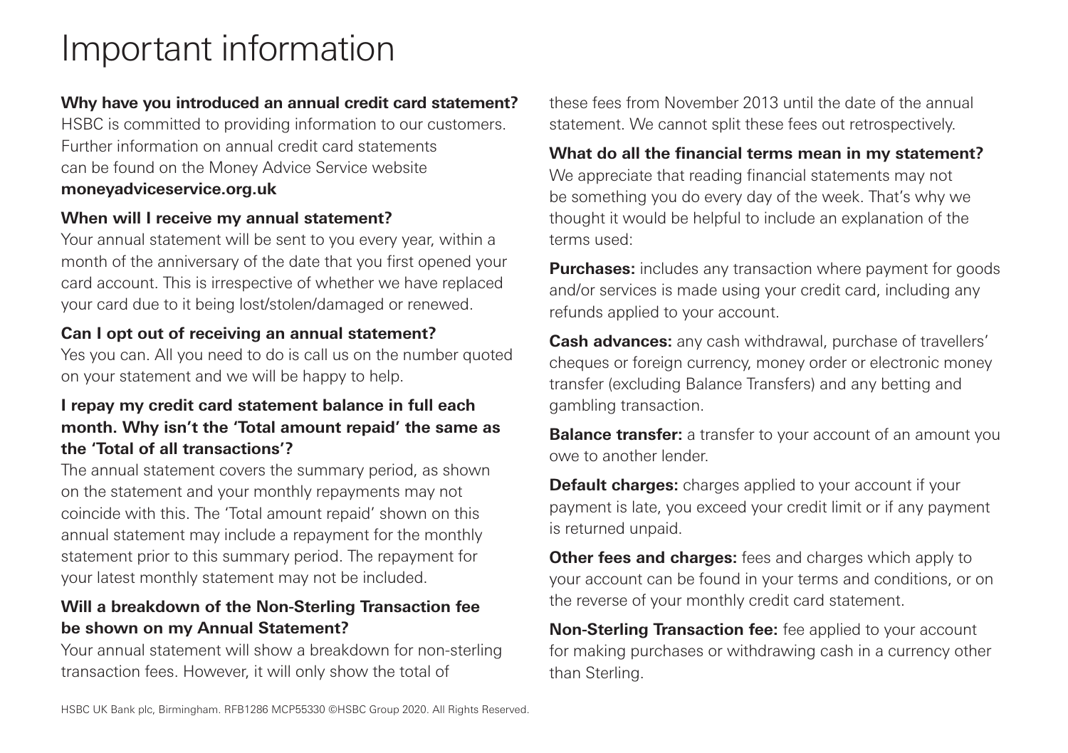# Important information

**Why have you introduced an annual credit card statement?**
HSBC is committed to providing information to our customers. Further information on annual credit card statements can be found on the Money Advice Service website **moneyadviceservice.org.uk**

**When will I receive my annual statement?**
Your annual statement will be sent to you every year, within a month of the anniversary of the date that you first opened your card account. This is irrespective of whether we have replaced your card due to it being lost/stolen/damaged or renewed.

**Can I opt out of receiving an annual statement?**
Yes you can. All you need to do is call us on the number quoted on your statement and we will be happy to help.

**I repay my credit card statement balance in full each month. Why isn't the 'Total amount repaid' the same as the 'Total of all transactions'?**
The annual statement covers the summary period, as shown on the statement and your monthly repayments may not coincide with this. The 'Total amount repaid' shown on this annual statement may include a repayment for the monthly statement prior to this summary period. The repayment for your latest monthly statement may not be included.

**Will a breakdown of the Non-Sterling Transaction fee be shown on my Annual Statement?**
Your annual statement will show a breakdown for non-sterling transaction fees. However, it will only show the total of these fees from November 2013 until the date of the annual statement. We cannot split these fees out retrospectively.

**What do all the financial terms mean in my statement?**
We appreciate that reading financial statements may not be something you do every day of the week. That's why we thought it would be helpful to include an explanation of the terms used:

**Purchases:** includes any transaction where payment for goods and/or services is made using your credit card, including any refunds applied to your account.

**Cash advances:** any cash withdrawal, purchase of travellers' cheques or foreign currency, money order or electronic money transfer (excluding Balance Transfers) and any betting and gambling transaction.

**Balance transfer:** a transfer to your account of an amount you owe to another lender.

**Default charges:** charges applied to your account if your payment is late, you exceed your credit limit or if any payment is returned unpaid.

**Other fees and charges:** fees and charges which apply to your account can be found in your terms and conditions, or on the reverse of your monthly credit card statement.

**Non-Sterling Transaction fee:** fee applied to your account for making purchases or withdrawing cash in a currency other than Sterling.

HSBC UK Bank plc, Birmingham. RFB1286 MCP55330 ©HSBC Group 2020. All Rights Reserved.